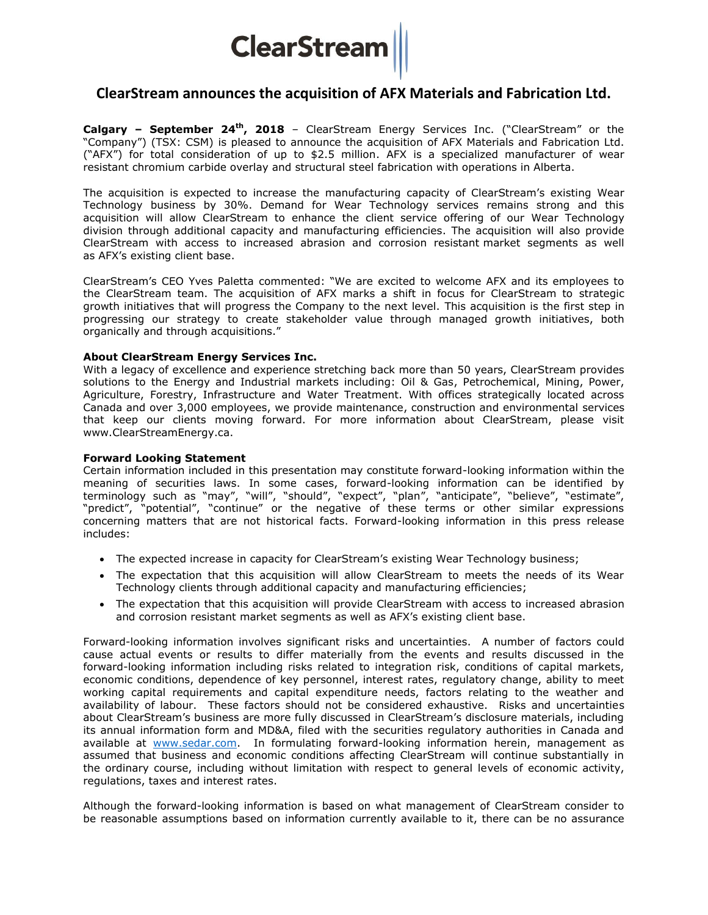# ClearStream

## ClearStream announces the acquisition of AFX Materials and Fabrication Ltd.

**Calgary – September 24th, 2018** – ClearStream Energy Services Inc. ("ClearStream" or the "Company") (TSX: CSM) is pleased to announce the acquisition of AFX Materials and Fabrication Ltd. ("AFX") for total consideration of up to $2.5 million. AFX is a specialized manufacturer of wear resistant chromium carbide overlay and structural steel fabrication with operations in Alberta.

The acquisition is expected to increase the manufacturing capacity of ClearStream's existing Wear Technology business by 30%. Demand for Wear Technology services remains strong and this acquisition will allow ClearStream to enhance the client service offering of our Wear Technology division through additional capacity and manufacturing efficiencies. The acquisition will also provide ClearStream with access to increased abrasion and corrosion resistant market segments as well as AFX's existing client base.

ClearStream's CEO Yves Paletta commented: "We are excited to welcome AFX and its employees to the ClearStream team. The acquisition of AFX marks a shift in focus for ClearStream to strategic growth initiatives that will progress the Company to the next level. This acquisition is the first step in progressing our strategy to create stakeholder value through managed growth initiatives, both organically and through acquisitions."

**About ClearStream Energy Services Inc.**

With a legacy of excellence and experience stretching back more than 50 years, ClearStream provides solutions to the Energy and Industrial markets including: Oil & Gas, Petrochemical, Mining, Power, Agriculture, Forestry, Infrastructure and Water Treatment. With offices strategically located across Canada and over 3,000 employees, we provide maintenance, construction and environmental services that keep our clients moving forward. For more information about ClearStream, please visit www.ClearStreamEnergy.ca.

**Forward Looking Statement**

Certain information included in this presentation may constitute forward-looking information within the meaning of securities laws. In some cases, forward-looking information can be identified by terminology such as "may", "will", "should", "expect", "plan", "anticipate", "believe", "estimate", "predict", "potential", "continue" or the negative of these terms or other similar expressions concerning matters that are not historical facts. Forward-looking information in this press release includes:

- The expected increase in capacity for ClearStream's existing Wear Technology business;
- The expectation that this acquisition will allow ClearStream to meets the needs of its Wear Technology clients through additional capacity and manufacturing efficiencies;
- The expectation that this acquisition will provide ClearStream with access to increased abrasion and corrosion resistant market segments as well as AFX's existing client base.

Forward-looking information involves significant risks and uncertainties. A number of factors could cause actual events or results to differ materially from the events and results discussed in the forward-looking information including risks related to integration risk, conditions of capital markets, economic conditions, dependence of key personnel, interest rates, regulatory change, ability to meet working capital requirements and capital expenditure needs, factors relating to the weather and availability of labour. These factors should not be considered exhaustive. Risks and uncertainties about ClearStream's business are more fully discussed in ClearStream's disclosure materials, including its annual information form and MD&A, filed with the securities regulatory authorities in Canada and available at www.sedar.com. In formulating forward-looking information herein, management as assumed that business and economic conditions affecting ClearStream will continue substantially in the ordinary course, including without limitation with respect to general levels of economic activity, regulations, taxes and interest rates.

Although the forward-looking information is based on what management of ClearStream consider to be reasonable assumptions based on information currently available to it, there can be no assurance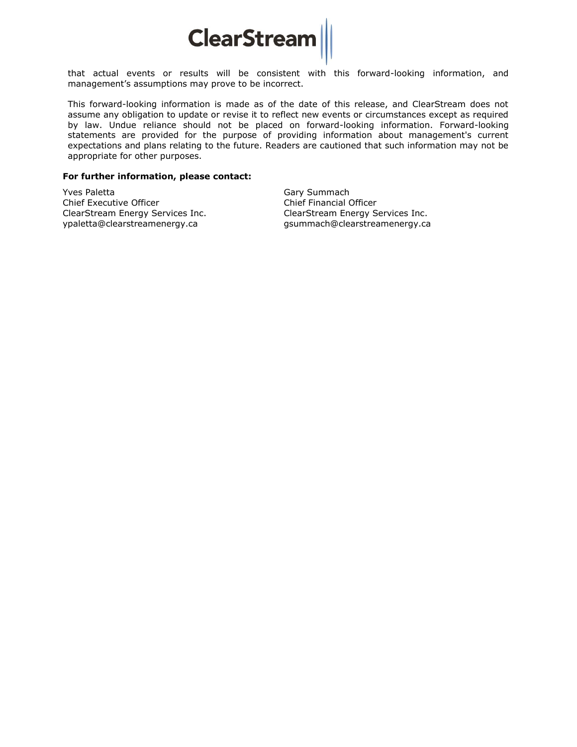that actual events or results will be consistent with this forward-looking information, and management's assumptions may prove to be incorrect.

This forward-looking information is made as of the date of this release, and ClearStream does not assume any obligation to update or revise it to reflect new events or circumstances except as required by law. Undue reliance should not be placed on forward-looking information. Forward-looking statements are provided for the purpose of providing information about management's current expectations and plans relating to the future. Readers are cautioned that such information may not be appropriate for other purposes.

**For further information, please contact:**

Yves Paletta
Chief Executive Officer
ClearStream Energy Services Inc.
ypaletta@clearstreamenergy.ca

Gary Summach
Chief Financial Officer
ClearStream Energy Services Inc.
gsummach@clearstreamenergy.ca